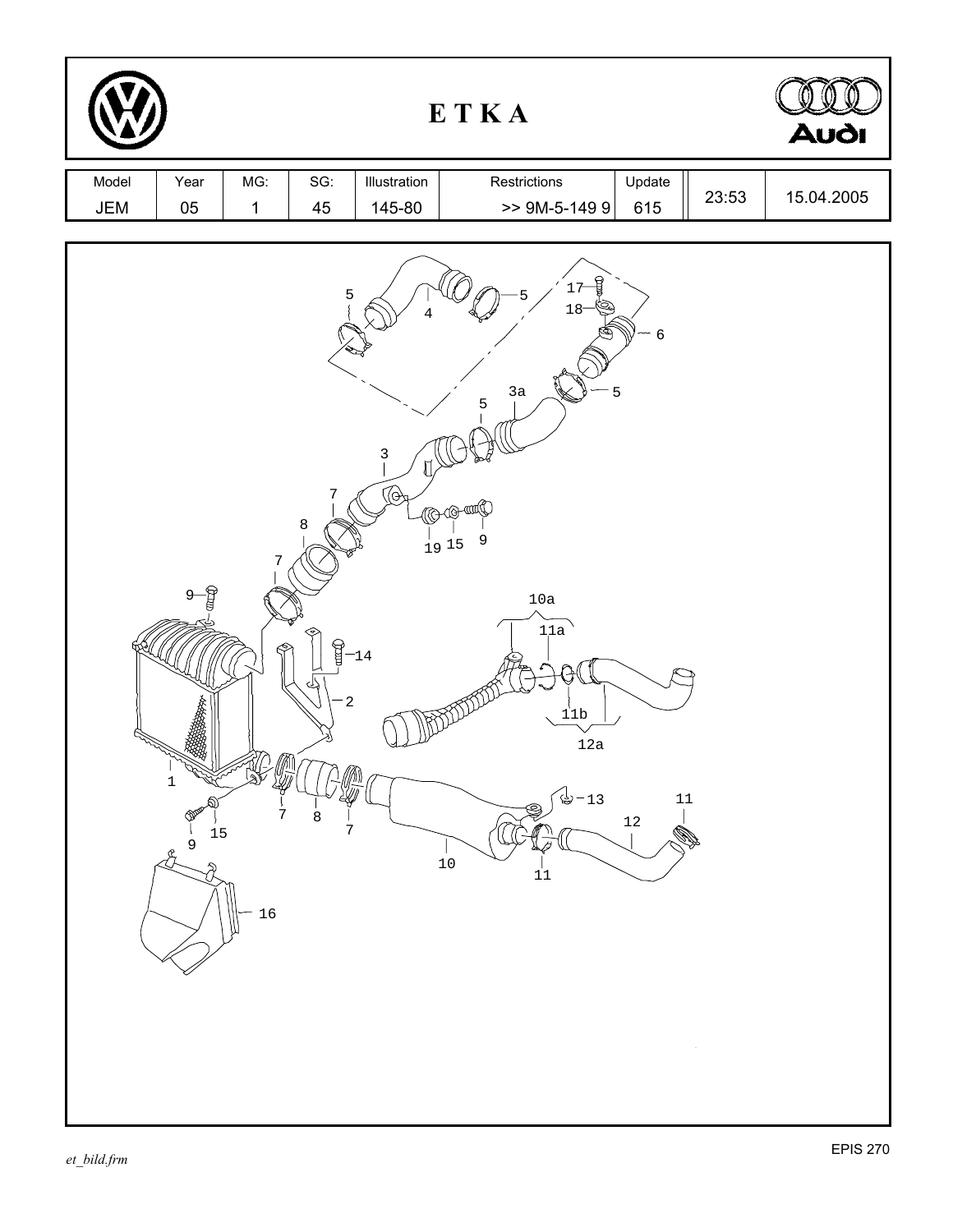# E T K A

| Model | Year | MG: | SG: | Illustration | Restrictions | Update | | |
|---|---|---|---|---|---|---|---|---|
| JEM | 05 | 1 | 45 | 145-80 | >> 9M-5-149 9 | 615 | 23:53 | 15.04.2005 |

5 4 5 17 18 6 3a 5 5 3 7 8 19 15 9 7 9 10a 11a 14 2 11b 12a 1 7 8 7 13 11 12 9 15 10 11 16

et_bild.frm

EPIS 270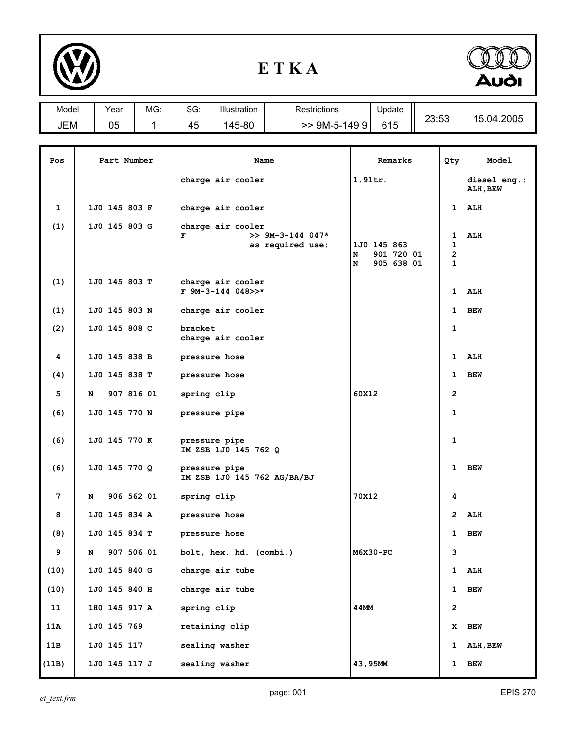# E T K A

| Model | Year | MG: | SG: | Illustration | Restrictions | Update | | |
|---|---|---|---|---|---|---|---|---|
| JEM | 05 | 1 | 45 | 145-80 | >> 9M-5-149 9 | 615 | 23:53 | 15.04.2005 |

| Pos | Part Number | Name | Remarks | Qty | Model |
|---|---|---|---|---|---|
| | | charge air cooler | 1.9ltr. | | diesel eng.: ALH,BEW |
| 1 | 1J0 145 803 F | charge air cooler | | 1 | ALH |
| (1) | 1J0 145 803 G | charge air cooler<br>F >> 9M-3-144 047*<br>as required use: | <br><br>1J0 145 863<br>N 901 720 01<br>N 905 638 01 | <br>1<br>1<br>2<br>1 | ALH |
| (1) | 1J0 145 803 T | charge air cooler<br>F 9M-3-144 048>>* | | 1 | ALH |
| (1) | 1J0 145 803 N | charge air cooler | | 1 | BEW |
| (2) | 1J0 145 808 C | bracket<br>charge air cooler | | 1 | |
| 4 | 1J0 145 838 B | pressure hose | | 1 | ALH |
| (4) | 1J0 145 838 T | pressure hose | | 1 | BEW |
| 5 | N 907 816 01 | spring clip | 60X12 | 2 | |
| (6) | 1J0 145 770 N | pressure pipe | | 1 | |
| (6) | 1J0 145 770 K | pressure pipe<br>IM ZSB 1J0 145 762 Q | | 1 | |
| (6) | 1J0 145 770 Q | pressure pipe<br>IM ZSB 1J0 145 762 AG/BA/BJ | | 1 | BEW |
| 7 | N 906 562 01 | spring clip | 70X12 | 4 | |
| 8 | 1J0 145 834 A | pressure hose | | 2 | ALH |
| (8) | 1J0 145 834 T | pressure hose | | 1 | BEW |
| 9 | N 907 506 01 | bolt, hex. hd. (combi.) | M6X30-PC | 3 | |
| (10) | 1J0 145 840 G | charge air tube | | 1 | ALH |
| (10) | 1J0 145 840 H | charge air tube | | 1 | BEW |
| 11 | 1H0 145 917 A | spring clip | 44MM | 2 | |
| 11A | 1J0 145 769 | retaining clip | | X | BEW |
| 11B | 1J0 145 117 | sealing washer | | 1 | ALH,BEW |
| (11B) | 1J0 145 117 J | sealing washer | 43,95MM | 1 | BEW |

*et_text.frm* page: 001 EPIS 270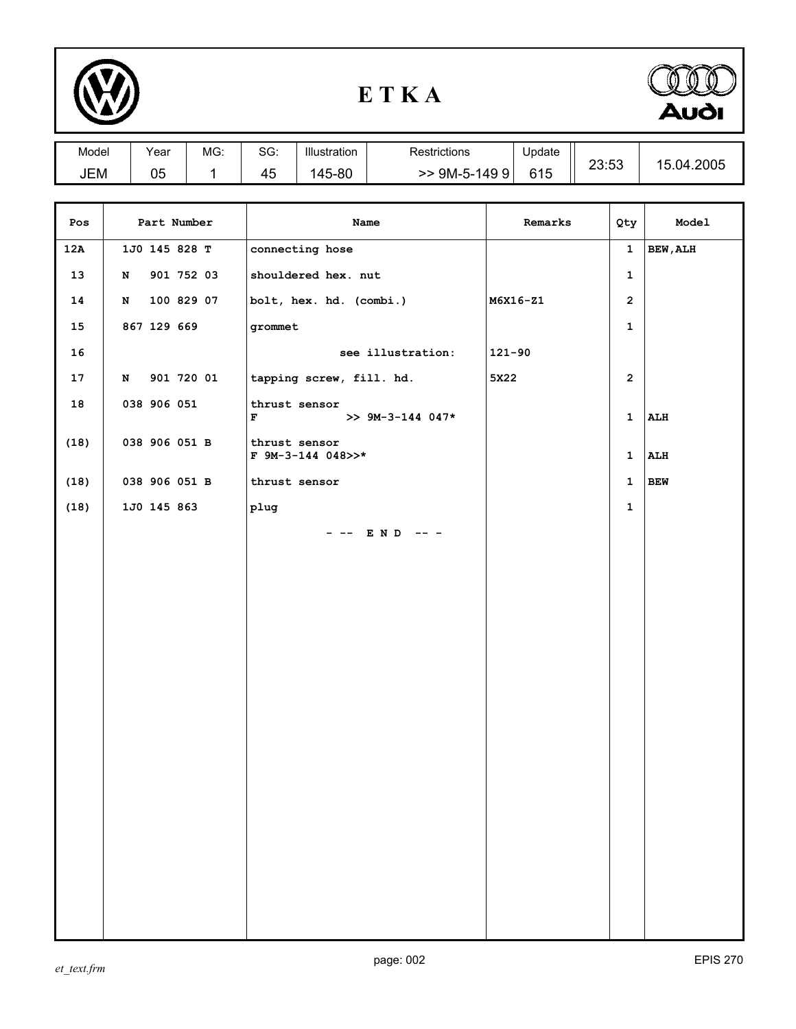# E T K A

| Model | Year | MG: | SG: | Illustration | Restrictions | Update | | |
|---|---|---|---|---|---|---|---|---|
| JEM | 05 | 1 | 45 | 145-80 | >> 9M-5-149 9 | 615 | 23:53 | 15.04.2005 |

| Pos | Part Number | Name | Remarks | Qty | Model |
|---|---|---|---|---|---|
| 12A | 1J0 145 828 T | connecting hose | | 1 | BEW,ALH |
| 13 | N 901 752 03 | shouldered hex. nut | | 1 | |
| 14 | N 100 829 07 | bolt, hex. hd. (combi.) | M6X16-Z1 | 2 | |
| 15 | 867 129 669 | grommet | | 1 | |
| 16 | | see illustration: | 121-90 | | |
| 17 | N 901 720 01 | tapping screw, fill. hd. | 5X22 | 2 | |
| 18 | 038 906 051 | thrust sensor F >> 9M-3-144 047* | | 1 | ALH |
| (18) | 038 906 051 B | thrust sensor F 9M-3-144 048>>* | | 1 | ALH |
| (18) | 038 906 051 B | thrust sensor | | 1 | BEW |
| (18) | 1J0 145 863 | plug | | 1 | |
| | | - -- E N D -- - | | | |

et_text.frm

EPIS 270